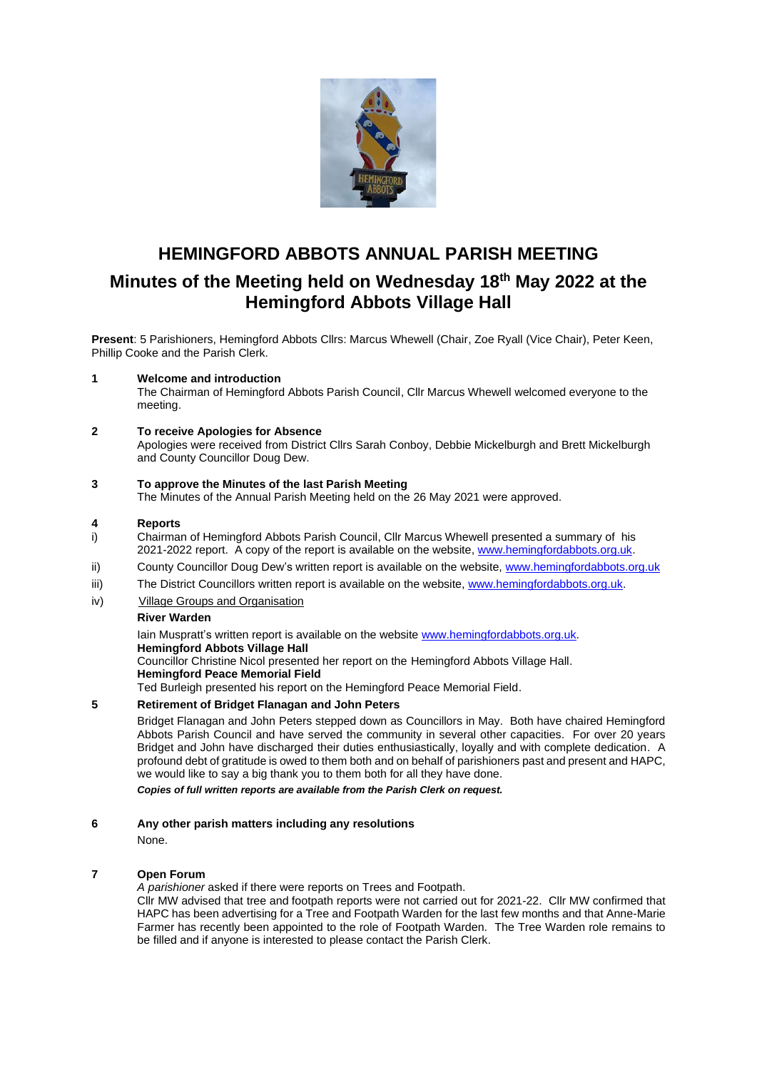# HEMINGFORD ABBOTS ANNUAL PARISH MEETING

## Minutes of the Meeting held on Wednesday 18th May 2022 at the Hemingford Abbots Village Hall

**Present**: 5 Parishioners, Hemingford Abbots Cllrs: Marcus Whewell (Chair, Zoe Ryall (Vice Chair), Peter Keen, Phillip Cooke and the Parish Clerk.

**1 Welcome and introduction**

The Chairman of Hemingford Abbots Parish Council, Cllr Marcus Whewell welcomed everyone to the meeting.

**2 To receive Apologies for Absence**

Apologies were received from District Cllrs Sarah Conboy, Debbie Micklelburgh and Brett Mickelburgh and County Councillor Doug Dew.

**3 To approve the Minutes of the last Parish Meeting**

The Minutes of the Annual Parish Meeting held on the 26 May 2021 were approved.

**4 Reports**

i) Chairman of Hemingford Abbots Parish Council, Cllr Marcus Whewell presented a summary of his 2021-2022 report. A copy of the report is available on the website, www.hemingfordabbots.org.uk.

ii) County Councillor Doug Dew's written report is available on the website, www.hemingfordabbots.org.uk

iii) The District Councillors written report is available on the website, www.hemingfordabbots.org.uk.

iv) Village Groups and Organisation

**River Warden**

Iain Muspratt's written report is available on the website www.hemingfordabbots.org.uk.

**Hemingford Abbots Village Hall**

Councillor Christine Nicol presented her report on the Hemingford Abbots Village Hall.

**Hemingford Peace Memorial Field**

Ted Burleigh presented his report on the Hemingford Peace Memorial Field.

**5 Retirement of Bridget Flanagan and John Peters**

Bridget Flanagan and John Peters stepped down as Councillors in May. Both have chaired Hemingford Abbots Parish Council and have served the community in several other capacities. For over 20 years Bridget and John have discharged their duties enthusiastically, loyally and with complete dedication. A profound debt of gratitude is owed to them both and on behalf of parishioners past and present and HAPC, we would like to say a big thank you to them both for all they have done.

***Copies of full written reports are available from the Parish Clerk on request.***

**6 Any other parish matters including any resolutions**

None.

**7 Open Forum**

*A parishioner* asked if there were reports on Trees and Footpath.

Cllr MW advised that tree and footpath reports were not carried out for 2021-22. Cllr MW confirmed that HAPC has been advertising for a Tree and Footpath Warden for the last few months and that Anne-Marie Farmer has recently been appointed to the role of Footpath Warden. The Tree Warden role remains to be filled and if anyone is interested to please contact the Parish Clerk.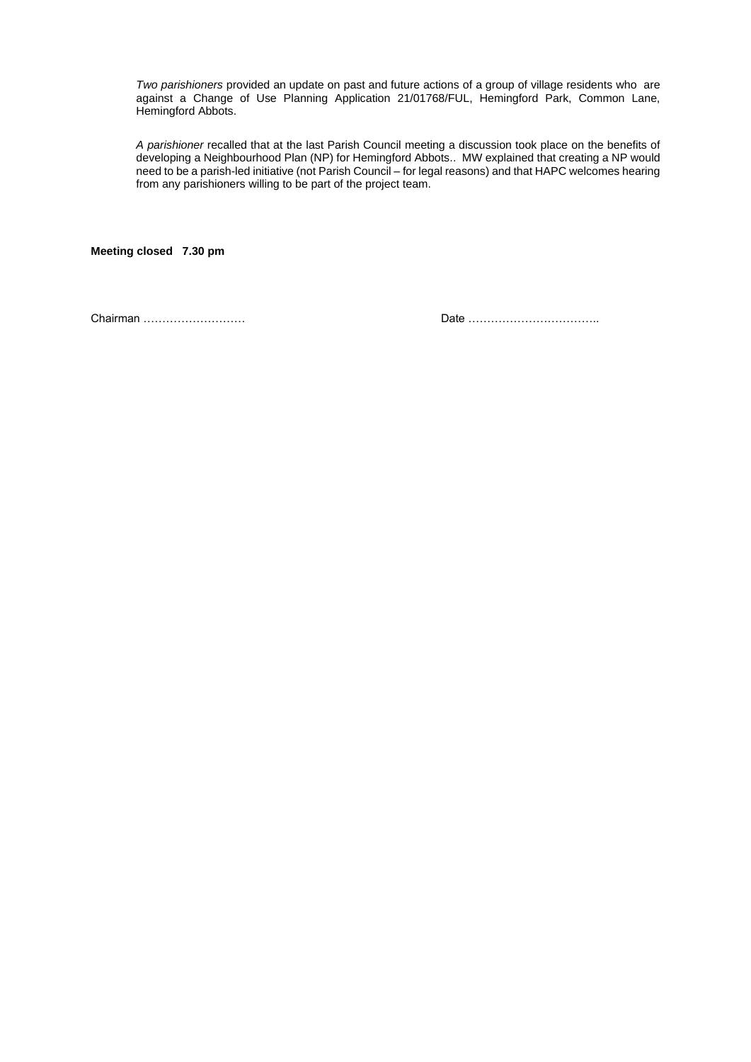*Two parishioners* provided an update on past and future actions of a group of village residents who are against a Change of Use Planning Application 21/01768/FUL, Hemingford Park, Common Lane, Hemingford Abbots.

*A parishioner* recalled that at the last Parish Council meeting a discussion took place on the benefits of developing a Neighbourhood Plan (NP) for Hemingford Abbots.. MW explained that creating a NP would need to be a parish-led initiative (not Parish Council – for legal reasons) and that HAPC welcomes hearing from any parishioners willing to be part of the project team.

**Meeting closed 7.30 pm**

Chairman ………………………  Date ……………………………..